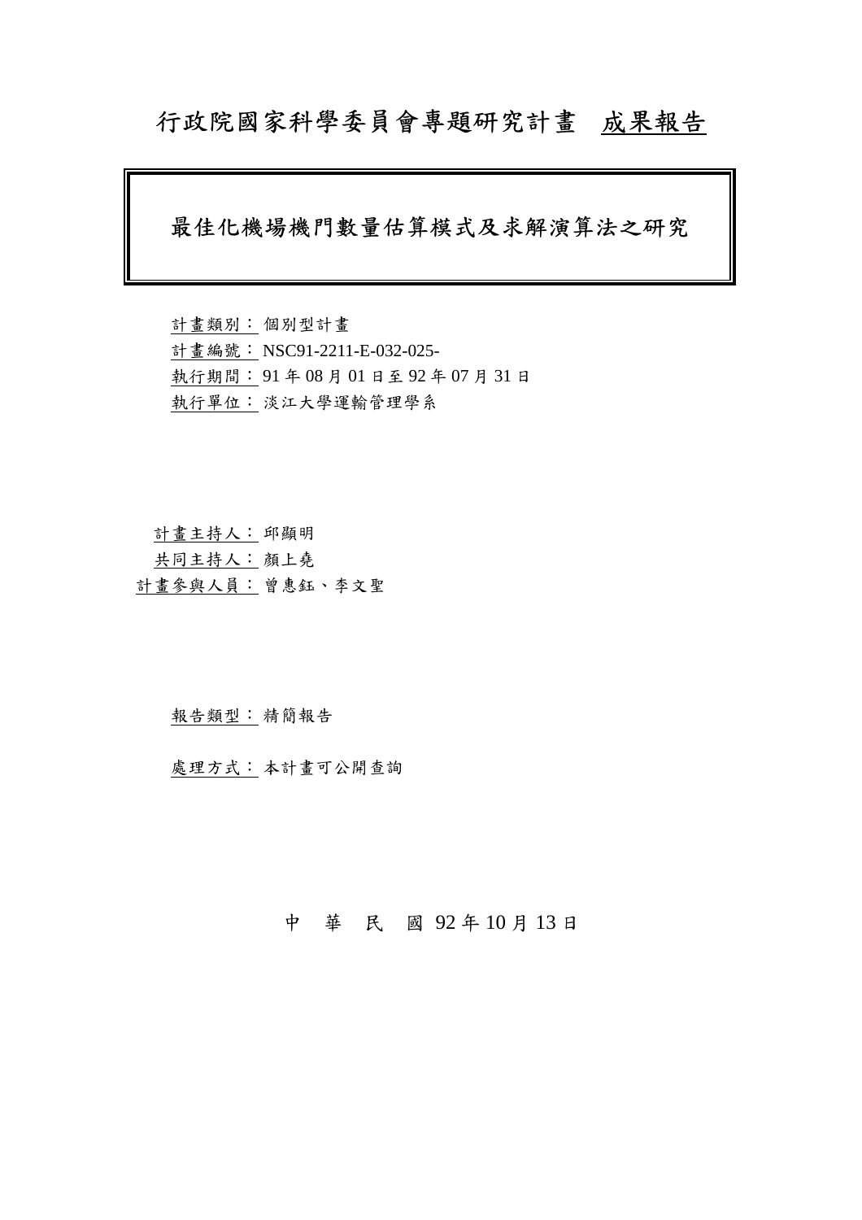# 行政院國家科學委員會專題研究計畫 成果報告

## 最佳化機場機門數量估算模式及求解演算法之研究

計畫類別： 個別型計畫
計畫編號： NSC91-2211-E-032-025-
執行期間： 91 年 08 月 01 日至 92 年 07 月 31 日
執行單位： 淡江大學運輸管理學系

計畫主持人： 邱顯明
共同主持人： 顏上堯
計畫參與人員： 曾惠鈺、李文聖

報告類型： 精簡報告

處理方式： 本計畫可公開查詢

中 華 民 國 92 年 10 月 13 日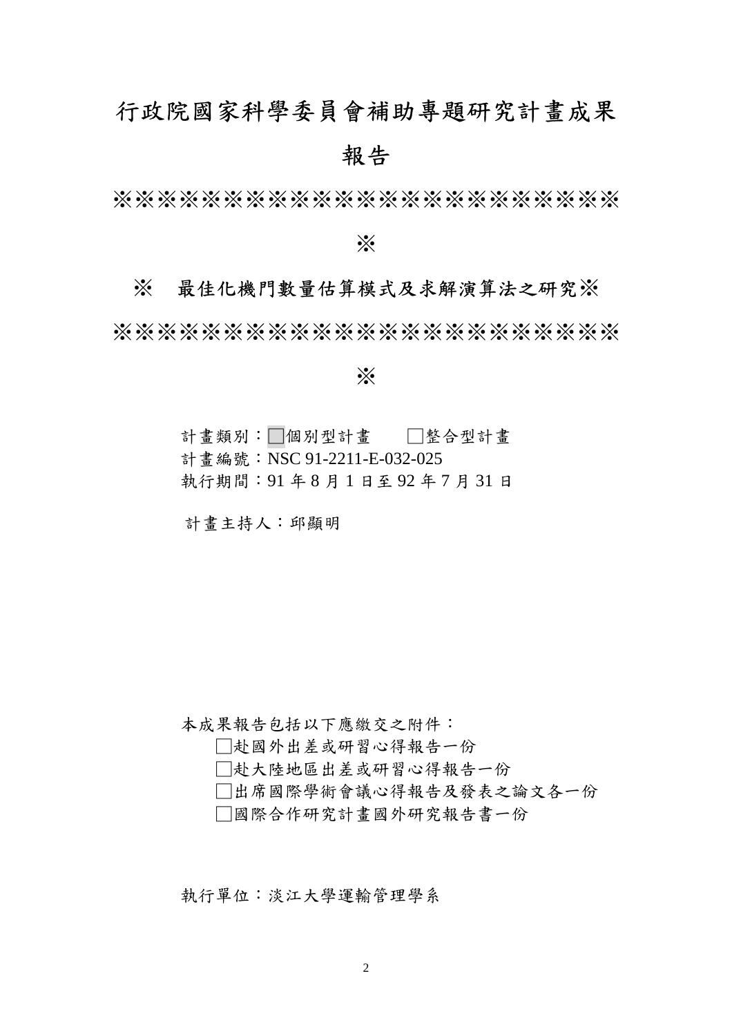# 行政院國家科學委員會補助專題研究計畫成果報告

※※※※※※※※※※※※※※※※※※※※※※※※

※

※　最佳化機門數量估算模式及求解演算法之研究※

※※※※※※※※※※※※※※※※※※※※※※※※

※

計畫類別：□個別型計畫　　□整合型計畫

計畫編號：NSC 91-2211-E-032-025

執行期間：91 年 8 月 1 日至 92 年 7 月 31 日

計畫主持人：邱顯明

本成果報告包括以下應繳交之附件：

□赴國外出差或研習心得報告一份

□赴大陸地區出差或研習心得報告一份

□出席國際學術會議心得報告及發表之論文各一份

□國際合作研究計畫國外研究報告書一份

執行單位：淡江大學運輸管理學系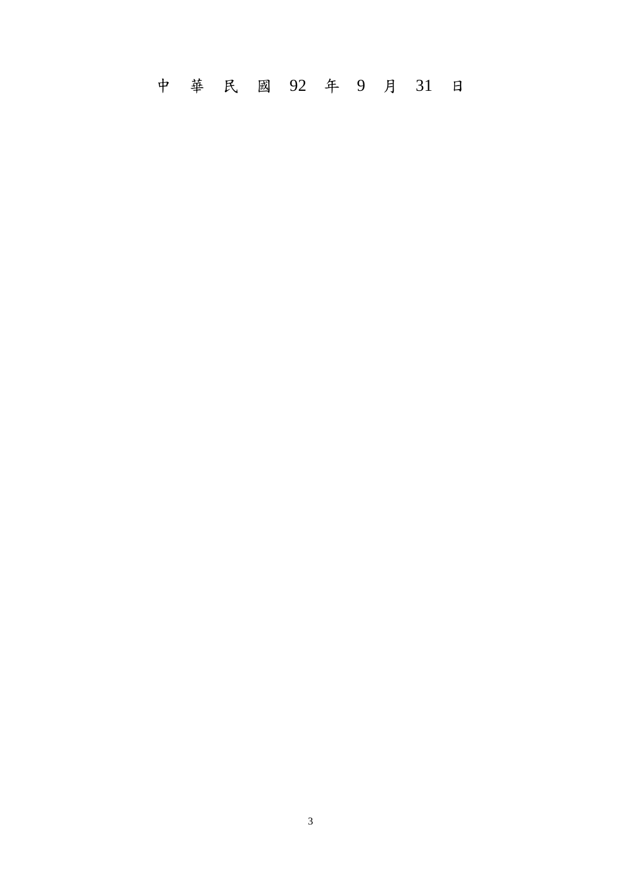中 華 民 國 92 年 9 月 31 日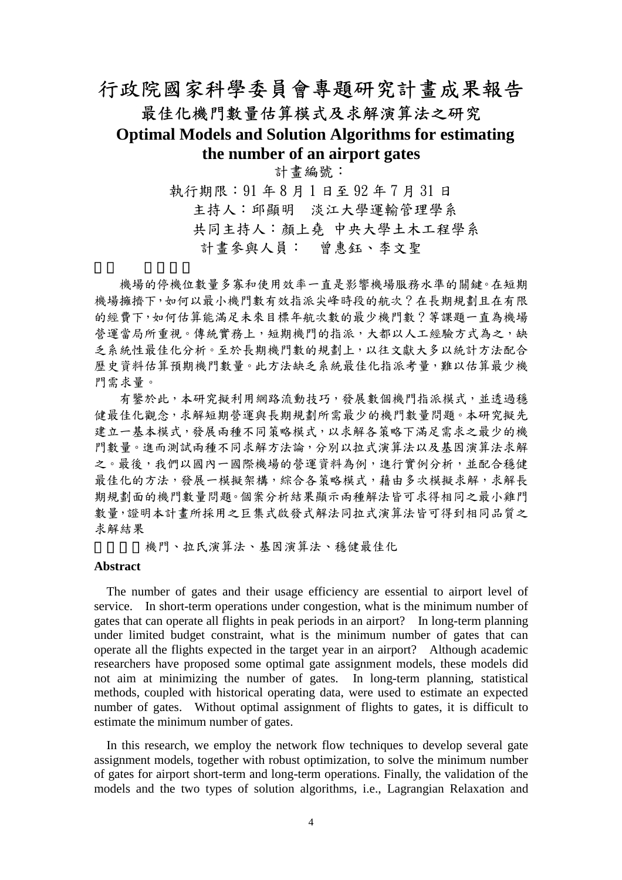# 行政院國家科學委員會專題研究計畫成果報告

## 最佳化機門數量估算模式及求解演算法之研究

## Optimal Models and Solution Algorithms for estimating the number of an airport gates

計畫編號：

執行期限：91 年 8 月 1 日至 92 年 7 月 31 日

主持人：邱顯明　淡江大學運輸管理學系

共同主持人：顏上堯　中央大學土木工程學系

計畫參與人員：　曾惠鈺、李文聖

### 一、 中文摘要

機場的停機位數量多寡和使用效率一直是影響機場服務水準的關鍵。在短期機場擁擠下，如何以最小機門數有效指派尖峰時段的航次？在長期規劃且在有限的經費下，如何估算能滿足未來目標年航次數的最少機門數？等課題一直為機場營運當局所重視。傳統實務上，短期機門的指派，大都以人工經驗方式為之，缺乏系統性最佳化分析。至於長期機門數的規劃上，以往文獻大多以統計方法配合歷史資料估算預期機門數量。此方法缺乏系統最佳化指派考量，難以估算最少機門需求量。

有鑒於此，本研究擬利用網路流動技巧，發展數個機門指派模式，並透過穩健最佳化觀念，求解短期營運與長期規劃所需最少的機門數量問題。本研究擬先建立一基本模式，發展兩種不同策略模式，以求解各策略下滿足需求之最少的機門數量。進而測試兩種不同求解方法論，分別以拉式演算法以及基因演算法求解之。最後，我們以國內一國際機場的營運資料為例，進行實例分析，並配合穩健最佳化的方法，發展一模擬架構，綜合各策略模式，藉由多次模擬求解，求解長期規劃面的機門數量問題。個案分析結果顯示兩種解法皆可求得相同之最小雞門數量，證明本計畫所採用之巨集式啟發式解法同拉式演算法皆可得到相同品質之求解結果

關鍵詞：機門、拉氏演算法、基因演算法、穩健最佳化

### Abstract

The number of gates and their usage efficiency are essential to airport level of service. In short-term operations under congestion, what is the minimum number of gates that can operate all flights in peak periods in an airport? In long-term planning under limited budget constraint, what is the minimum number of gates that can operate all the flights expected in the target year in an airport? Although academic researchers have proposed some optimal gate assignment models, these models did not aim at minimizing the number of gates. In long-term planning, statistical methods, coupled with historical operating data, were used to estimate an expected number of gates. Without optimal assignment of flights to gates, it is difficult to estimate the minimum number of gates.

In this research, we employ the network flow techniques to develop several gate assignment models, together with robust optimization, to solve the minimum number of gates for airport short-term and long-term operations. Finally, the validation of the models and the two types of solution algorithms, i.e., Lagrangian Relaxation and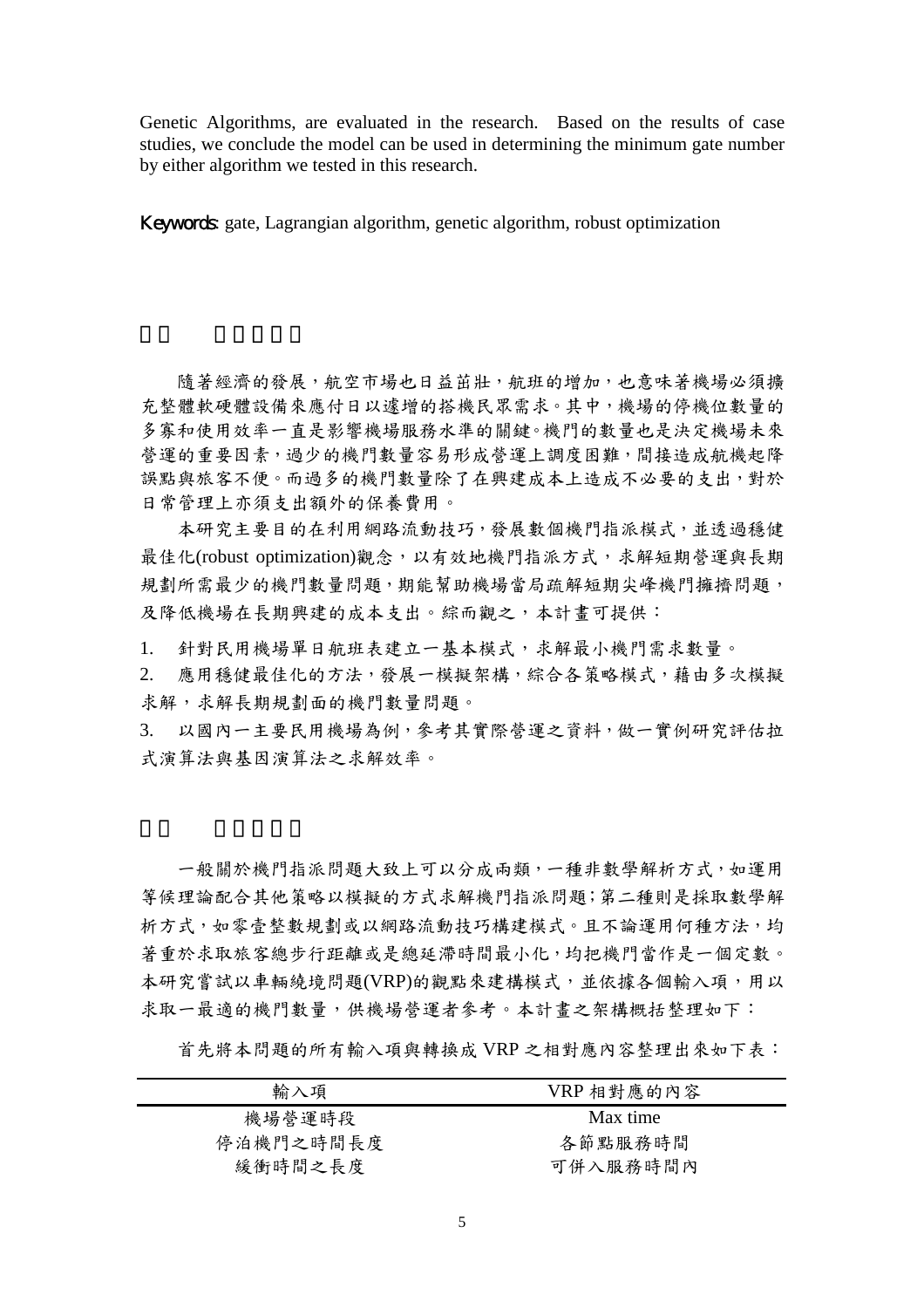Genetic Algorithms, are evaluated in the research. Based on the results of case studies, we conclude the model can be used in determining the minimum gate number by either algorithm we tested in this research.

**Keywords**: gate, Lagrangian algorithm, genetic algorithm, robust optimization

## 二、 研究目的

隨著經濟的發展，航空市場也日益茁壯，航班的增加，也意味著機場必須擴充整體軟硬體設備來應付日以遽增的搭機民眾需求。其中，機場的停機位數量的多寡和使用效率一直是影響機場服務水準的關鍵。機門的數量也是決定機場未來營運的重要因素，過少的機門數量容易形成營運上調度困難，間接造成航機起降誤點與旅客不便。而過多的機門數量除了在興建成本上造成不必要的支出，對於日常管理上亦須支出額外的保養費用。

本研究主要目的在利用網路流動技巧，發展數個機門指派模式，並透過穩健最佳化(robust optimization)觀念，以有效地機門指派方式，求解短期營運與長期規劃所需最少的機門數量問題，期能幫助機場當局疏解短期尖峰機門擁擠問題，及降低機場在長期興建的成本支出。綜而觀之，本計畫可提供：

1. 針對民用機場單日航班表建立一基本模式，求解最小機門需求數量。
2. 應用穩健最佳化的方法，發展一模擬架構，綜合各策略模式，藉由多次模擬求解，求解長期規劃面的機門數量問題。
3. 以國內一主要民用機場為例，參考其實際營運之資料，做一實例研究評估拉式演算法與基因演算法之求解效率。

## 三、 研究方法

一般關於機門指派問題大致上可以分成兩類，一種非數學解析方式，如運用等候理論配合其他策略以模擬的方式求解機門指派問題；第二種則是採取數學解析方式，如零壹整數規劃或以網路流動技巧構建模式。且不論運用何種方法，均著重於求取旅客總步行距離或是總延滯時間最小化，均把機門當作是一個定數。本研究嘗試以車輛繞境問題(VRP)的觀點來建構模式，並依據各個輸入項，用以求取一最適的機門數量，供機場營運者參考。本計畫之架構概括整理如下：

首先將本問題的所有輸入項與轉換成 VRP 之相對應內容整理出來如下表：

| 輸入項 | VRP 相對應的內容 |
|---|---|
| 機場營運時段 | Max time |
| 停泊機門之時間長度 | 各節點服務時間 |
| 緩衝時間之長度 | 可併入服務時間內 |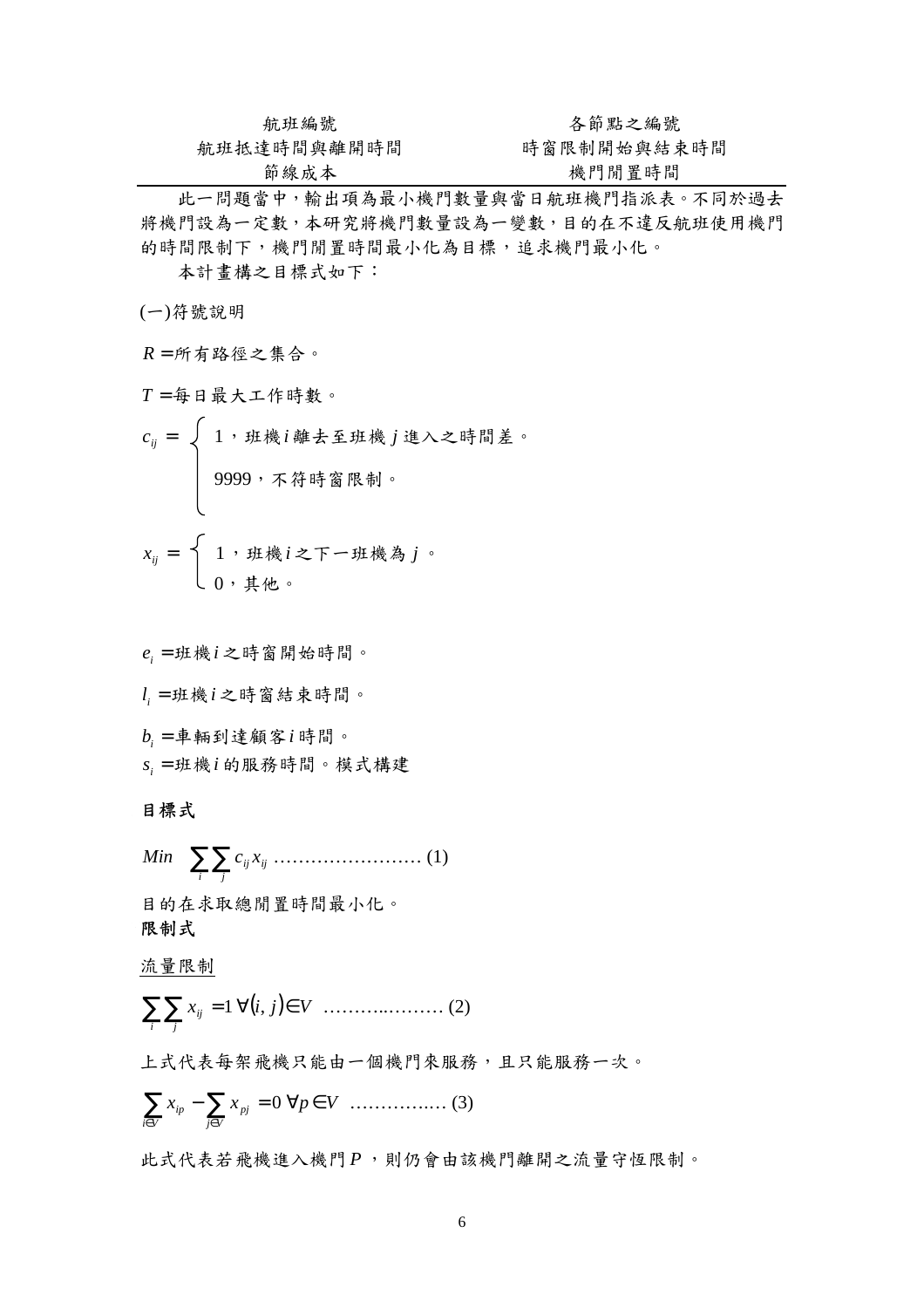| 航班編號 | 各節點之編號 |
|---|---|
| 航班抵達時間與離開時間 | 時窗限制開始與結束時間 |
| 節線成本 | 機門閒置時間 |

此一問題當中，輸出項為最小機門數量與當日航班機門指派表。不同於過去將機門設為一定數，本研究將機門數量設為一變數，目的在不違反航班使用機門的時間限制下，機門閒置時間最小化為目標，追求機門最小化。

本計畫構之目標式如下：

(一)符號說明

$R$ =所有路徑之集合。

$T$ =每日最大工作時數。

$$c_{ij} = \begin{cases} 1\text{，班機 } i \text{ 離去至班機 } j \text{ 進入之時間差。} \\ 9999\text{，不符時窗限制。} \end{cases}$$

$$x_{ij} = \begin{cases} 1\text{，班機 } i \text{ 之下一班機為 } j\text{。} \\ 0\text{，其他。} \end{cases}$$

$e_i$ =班機$i$之時窗開始時間。

$l_i$ =班機$i$之時窗結束時間。

$b_i$ =車輛到達顧客$i$時間。

$s_i$ =班機$i$的服務時間。模式構建

**目標式**

$$Min \quad \sum_i \sum_j c_{ij} x_{ij} \text{ ……………………… (1)}$$

目的在求取總閒置時間最小化。

**限制式**

流量限制

$$\sum_i \sum_j x_{ij} = 1 \ \forall (i, j) \in V \text{ ………..……… (2)}$$

上式代表每架飛機只能由一個機門來服務，且只能服務一次。

$$\sum_{i \in V} x_{ip} - \sum_{j \in V} x_{pj} = 0 \ \forall p \in V \text{ ……………… (3)}$$

此式代表若飛機進入機門$P$，則仍會由該機門離開之流量守恆限制。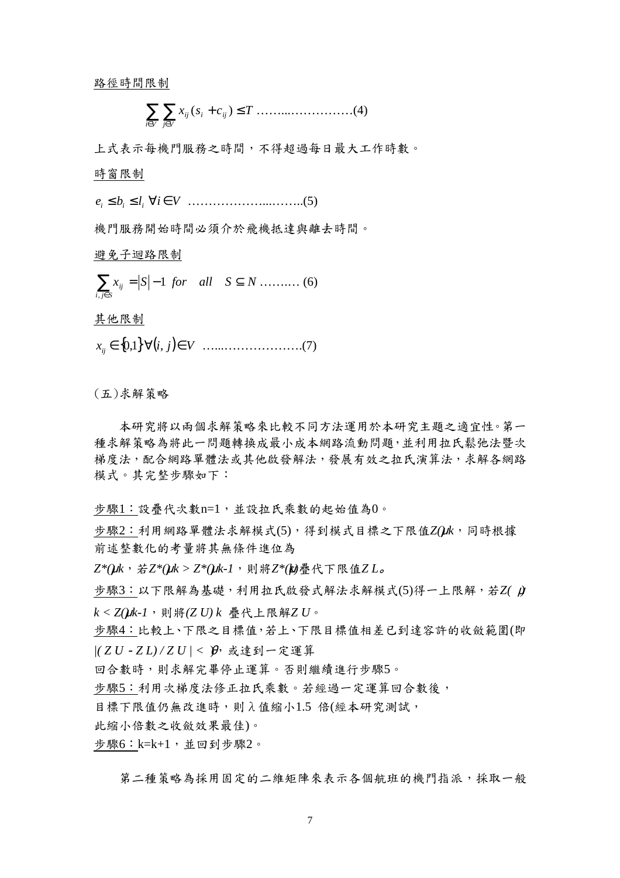<u>路徑時間限制</u>

$$\sum_{i\in V}\sum_{j\in V} x_{ij}(s_i + c_{ij}) \le T \text{ ……...……………}(4)$$

上式表示每機門服務之時間，不得超過每日最大工作時數。

<u>時窗限制</u>

$e_i \le b_i \le l_i \ \forall i \in V$ ………………...……..(5)

機門服務開始時間必須介於飛機抵達與離去時間。

<u>避免子迴路限制</u>

$\sum_{i,j\in S} x_{ij} = |S| - 1 \ \ for \ \ all \ \ \ S \subseteq N$ ….…… (6)

<u>其他限制</u>

$x_{ij} \in \{0,1\} \forall (i,j) \in V$ …...……………….(7)

(五)求解策略

本研究將以兩個求解策略來比較不同方法運用於本研究主題之適宜性。第一種求解策略為將此一問題轉換成最小成本網路流動問題，並利用拉氏鬆弛法暨次梯度法，配合網路單體法或其他啟發解法，發展有效之拉氏演算法，求解各網路模式。其完整步驟如下：

<u>步驟1：</u>設疊代次數n=1，並設拉氏乘數的起始值為0。

<u>步驟2：</u>利用網路單體法求解模式(5)，得到模式目標之下限值*Z()uk*，同時根據前述整數化的考量將其無條件進位為

*Z\*()uk*，若*Z\*()uk > Z\*()uk-1*，則將*Z\*(k)*疊代下限值*Z L*。

<u>步驟3：</u>以下限解為基礎，利用拉氏啟發式解法求解模式(5)得一上限解，若*Z( )*

*k < Z()uk-1*，則將*(Z U) k* 疊代上限解*Z U*。

<u>步驟4：</u>比較上、下限之目標值，若上、下限目標值相差已到達容許的收斂範圍(即 *|( Z U - Z L) / Z U | < ϑ*，或達到一定運算

回合數時，則求解完畢停止運算。否則繼續進行步驟5。

<u>步驟5：</u>利用次梯度法修正拉氏乘數。若經過一定運算回合數後，

目標下限值仍無改進時，則 λ 值縮小1.5 倍(經本研究測試，

此縮小倍數之收斂效果最佳)。

<u>步驟6：</u>k=k+1，並回到步驟2。

第二種策略為採用固定的二維矩陣來表示各個航班的機門指派，採取一般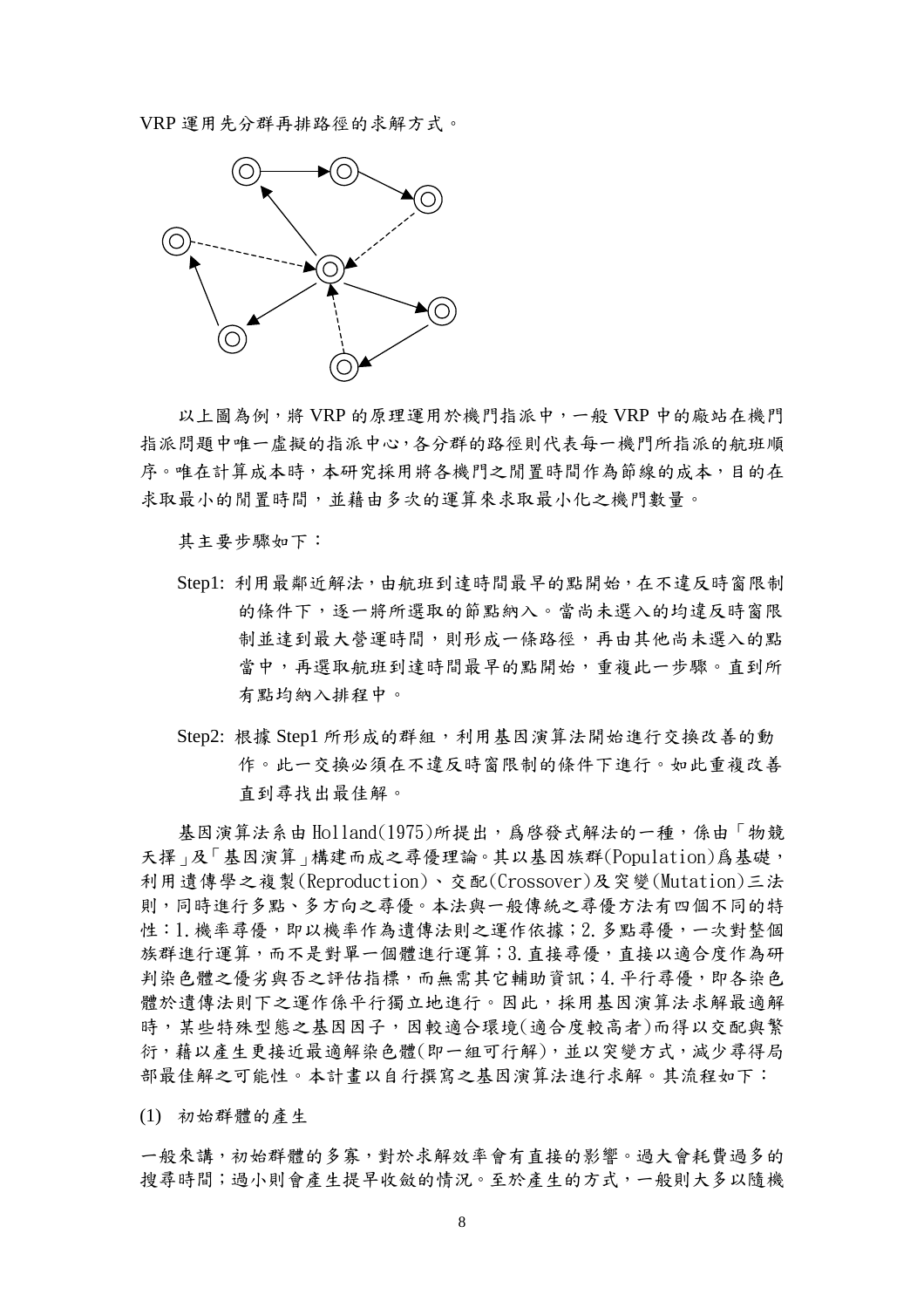VRP 運用先分群再排路徑的求解方式。

以上圖為例，將 VRP 的原理運用於機門指派中，一般 VRP 中的廠站在機門指派問題中唯一虛擬的指派中心，各分群的路徑則代表每一機門所指派的航班順序。唯在計算成本時，本研究採用將各機門之閒置時間作為節線的成本，目的在求取最小的閒置時間，並藉由多次的運算來求取最小化之機門數量。

其主要步驟如下：

Step1: 利用最鄰近解法，由航班到達時間最早的點開始，在不違反時窗限制的條件下，逐一將所選取的節點納入。當尚未選入的均違反時窗限制並達到最大營運時間，則形成一條路徑，再由其他尚未選入的點當中，再選取航班到達時間最早的點開始，重複此一步驟。直到所有點均納入排程中。

Step2: 根據 Step1 所形成的群組，利用基因演算法開始進行交換改善的動作。此一交換必須在不違反時窗限制的條件下進行。如此重複改善直到尋找出最佳解。

基因演算法系由 Holland(1975)所提出，為啓發式解法的一種，係由「物競天擇」及「基因演算」構建而成之尋優理論。其以基因族群(Population)爲基礎，利用遺傳學之複製(Reproduction)、交配(Crossover)及突變(Mutation)三法則，同時進行多點、多方向之尋優。本法與一般傳統之尋優方法有四個不同的特性：1.機率尋優，即以機率作為遺傳法則之運作依據；2.多點尋優，一次對整個族群進行運算，而不是對單一個體進行運算；3.直接尋優，直接以適合度作為研判染色體之優劣與否之評估指標，而無需其它輔助資訊；4.平行尋優，即各染色體於遺傳法則下之運作係平行獨立地進行。因此，採用基因演算法求解最適解時，某些特殊型態之基因因子，因較適合環境(適合度較高者)而得以交配與繁衍，藉以產生更接近最適解染色體(即一組可行解)，並以突變方式，減少尋得局部最佳解之可能性。本計畫以自行撰寫之基因演算法進行求解。其流程如下：

(1) 初始群體的產生

一般來講，初始群體的多寡，對於求解效率會有直接的影響。過大會耗費過多的搜尋時間；過小則會產生提早收斂的情況。至於產生的方式，一般則大多以隨機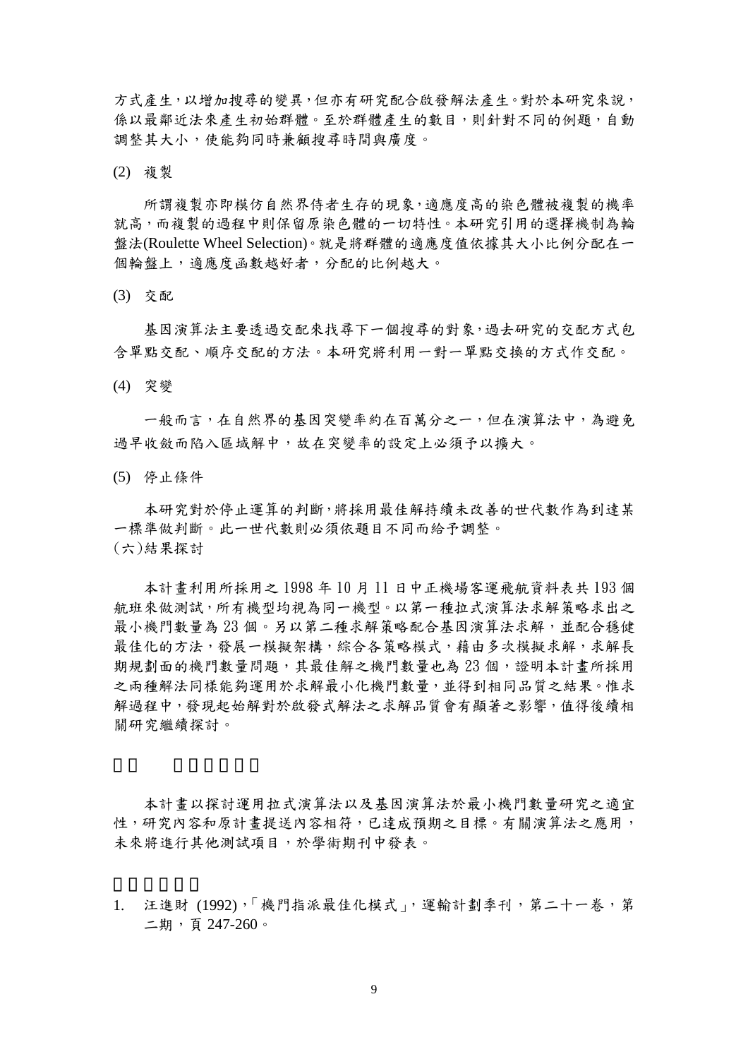方式產生，以增加搜尋的變異，但亦有研究配合啟發解法產生。對於本研究來說，係以最鄰近法來產生初始群體。至於群體產生的數目，則針對不同的例題，自動調整其大小，使能夠同時兼顧搜尋時間與廣度。

(2) 複製

所謂複製亦即模仿自然界侍者生存的現象，適應度高的染色體被複製的機率就高，而複製的過程中則保留原染色體的一切特性。本研究引用的選擇機制為輪盤法(Roulette Wheel Selection)。就是將群體的適應度值依據其大小比例分配在一個輪盤上，適應度函數越好者，分配的比例越大。

(3) 交配

基因演算法主要透過交配來找尋下一個搜尋的對象，過去研究的交配方式包含單點交配、順序交配的方法。本研究將利用一對一單點交換的方式作交配。

(4) 突變

一般而言，在自然界的基因突變率約在百萬分之一，但在演算法中，為避免過早收斂而陷入區域解中，故在突變率的設定上必須予以擴大。

(5) 停止條件

本研究對於停止運算的判斷，將採用最佳解持續未改善的世代數作為到達某一標準做判斷。此一世代數則必須依題目不同而給予調整。

(六)結果探討

本計畫利用所採用之 1998 年 10 月 11 日中正機場客運飛航資料表共 193 個航班來做測試，所有機型均視為同一機型。以第一種拉式演算法求解策略求出之最小機門數量為 23 個。另以第二種求解策略配合基因演算法求解，並配合穩健最佳化的方法，發展一模擬架構，綜合各策略模式，藉由多次模擬求解，求解長期規劃面的機門數量問題，其最佳解之機門數量也為 23 個，證明本計畫所採用之兩種解法同樣能夠運用於求解最小化機門數量，並得到相同品質之結果。惟求解過程中，發現起始解對於啟發式解法之求解品質會有顯著之影響，值得後續相關研究繼續探討。

本計畫以探討運用拉式演算法以及基因演算法於最小機門數量研究之適宜性，研究內容和原計畫提送內容相符，已達成預期之目標。有關演算法之應用，未來將進行其他測試項目，於學術期刊中發表。

1. 汪進財 (1992)，「機門指派最佳化模式」，運輸計劃季刊，第二十一卷，第二期，頁 247-260。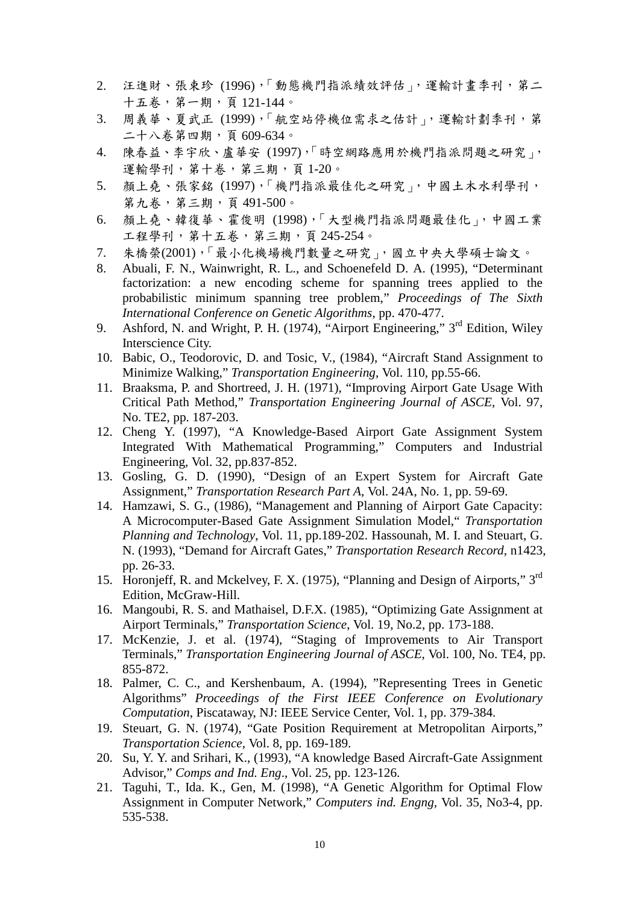2. 汪進財、張束珍 (1996)，「動態機門指派績效評估」，運輸計畫季刊，第二十五卷，第一期，頁 121-144。
3. 周義華、夏武正 (1999)，「航空站停機位需求之估計」，運輸計劃季刊，第二十八卷第四期，頁 609-634。
4. 陳春益、李宇欣、盧華安 (1997)，「時空網路應用於機門指派問題之研究」，運輸學刊，第十卷，第三期，頁 1-20。
5. 顏上堯、張家銘 (1997)，「機門指派最佳化之研究」，中國土木水利學刊，第九卷，第三期，頁 491-500。
6. 顏上堯、韓復華、霍俊明 (1998)，「大型機門指派問題最佳化」，中國工業工程學刊，第十五卷，第三期，頁 245-254。
7. 朱橋榮(2001)，「最小化機場機門數量之研究」，國立中央大學碩士論文。
8. Abuali, F. N., Wainwright, R. L., and Schoenefeld D. A. (1995), "Determinant factorization: a new encoding scheme for spanning trees applied to the probabilistic minimum spanning tree problem," *Proceedings of The Sixth International Conference on Genetic Algorithms*, pp. 470-477.
9. Ashford, N. and Wright, P. H. (1974), "Airport Engineering," 3rd Edition, Wiley Interscience City.
10. Babic, O., Teodorovic, D. and Tosic, V., (1984), "Aircraft Stand Assignment to Minimize Walking," *Transportation Engineering*, Vol. 110, pp.55-66.
11. Braaksma, P. and Shortreed, J. H. (1971), "Improving Airport Gate Usage With Critical Path Method," *Transportation Engineering Journal of ASCE*, Vol. 97, No. TE2, pp. 187-203.
12. Cheng Y. (1997), "A Knowledge-Based Airport Gate Assignment System Integrated With Mathematical Programming," Computers and Industrial Engineering, Vol. 32, pp.837-852.
13. Gosling, G. D. (1990), "Design of an Expert System for Aircraft Gate Assignment," *Transportation Research Part A*, Vol. 24A, No. 1, pp. 59-69.
14. Hamzawi, S. G., (1986), "Management and Planning of Airport Gate Capacity: A Microcomputer-Based Gate Assignment Simulation Model," *Transportation Planning and Technology*, Vol. 11, pp.189-202. Hassounah, M. I. and Steuart, G. N. (1993), "Demand for Aircraft Gates," *Transportation Research Record*, n1423, pp. 26-33.
15. Horonjeff, R. and Mckelvey, F. X. (1975), "Planning and Design of Airports," 3rd Edition, McGraw-Hill.
16. Mangoubi, R. S. and Mathaisel, D.F.X. (1985), "Optimizing Gate Assignment at Airport Terminals," *Transportation Science*, Vol. 19, No.2, pp. 173-188.
17. McKenzie, J. et al. (1974), "Staging of Improvements to Air Transport Terminals," *Transportation Engineering Journal of ASCE*, Vol. 100, No. TE4, pp. 855-872.
18. Palmer, C. C., and Kershenbaum, A. (1994), "Representing Trees in Genetic Algorithms" *Proceedings of the First IEEE Conference on Evolutionary Computation*, Piscataway, NJ: IEEE Service Center, Vol. 1, pp. 379-384.
19. Steuart, G. N. (1974), "Gate Position Requirement at Metropolitan Airports," *Transportation Science*, Vol. 8, pp. 169-189.
20. Su, Y. Y. and Srihari, K., (1993), "A knowledge Based Aircraft-Gate Assignment Advisor," *Comps and Ind. Eng*., Vol. 25, pp. 123-126.
21. Taguhi, T., Ida. K., Gen, M. (1998), "A Genetic Algorithm for Optimal Flow Assignment in Computer Network," *Computers ind. Engng*, Vol. 35, No3-4, pp. 535-538.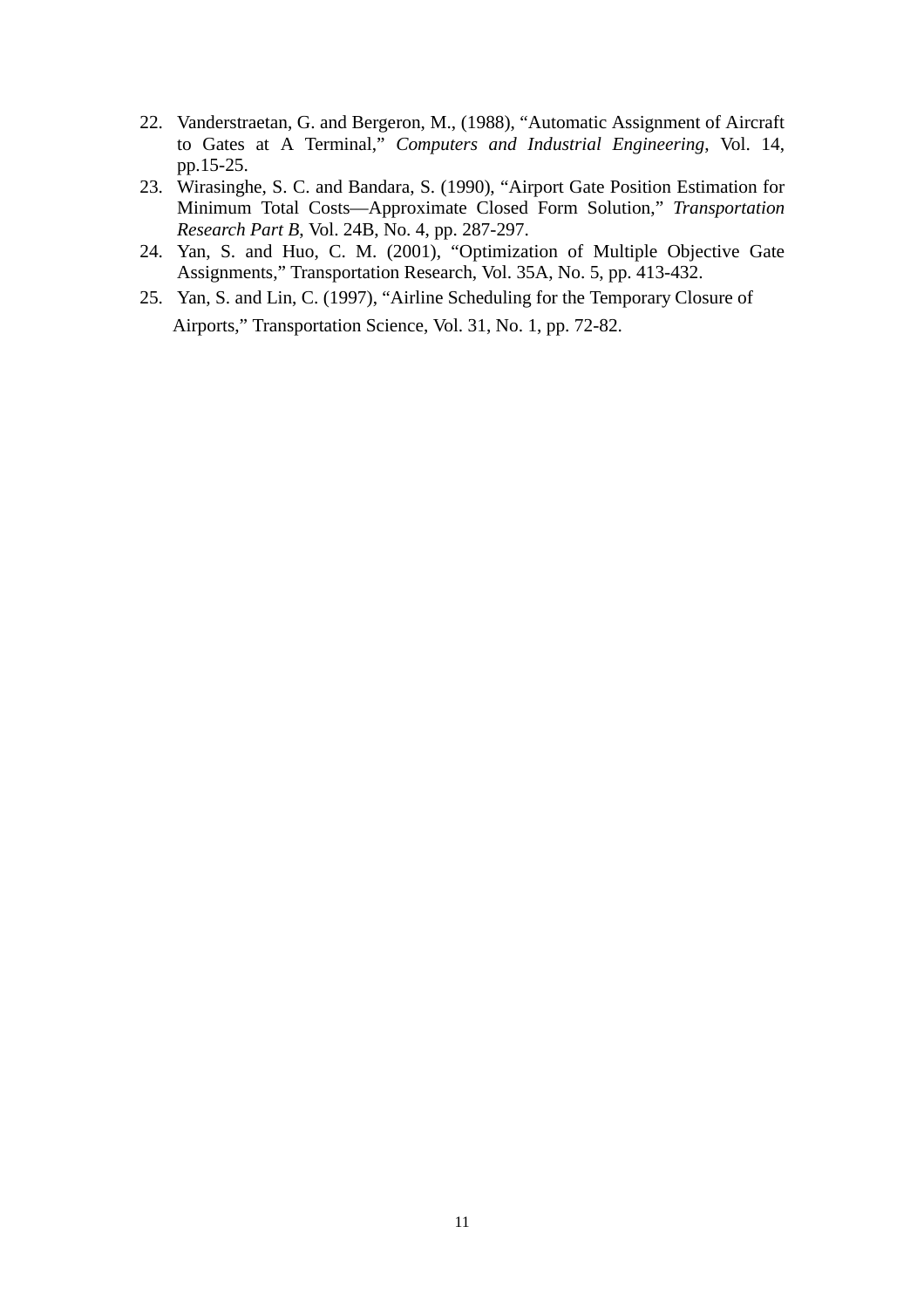22. Vanderstraetan, G. and Bergeron, M., (1988), “Automatic Assignment of Aircraft to Gates at A Terminal,” *Computers and Industrial Engineering*, Vol. 14, pp.15-25.
23. Wirasinghe, S. C. and Bandara, S. (1990), “Airport Gate Position Estimation for Minimum Total Costs—Approximate Closed Form Solution,” *Transportation Research Part B*, Vol. 24B, No. 4, pp. 287-297.
24. Yan, S. and Huo, C. M. (2001), “Optimization of Multiple Objective Gate Assignments,” Transportation Research, Vol. 35A, No. 5, pp. 413-432.
25. Yan, S. and Lin, C. (1997), “Airline Scheduling for the Temporary Closure of Airports,” Transportation Science, Vol. 31, No. 1, pp. 72-82.